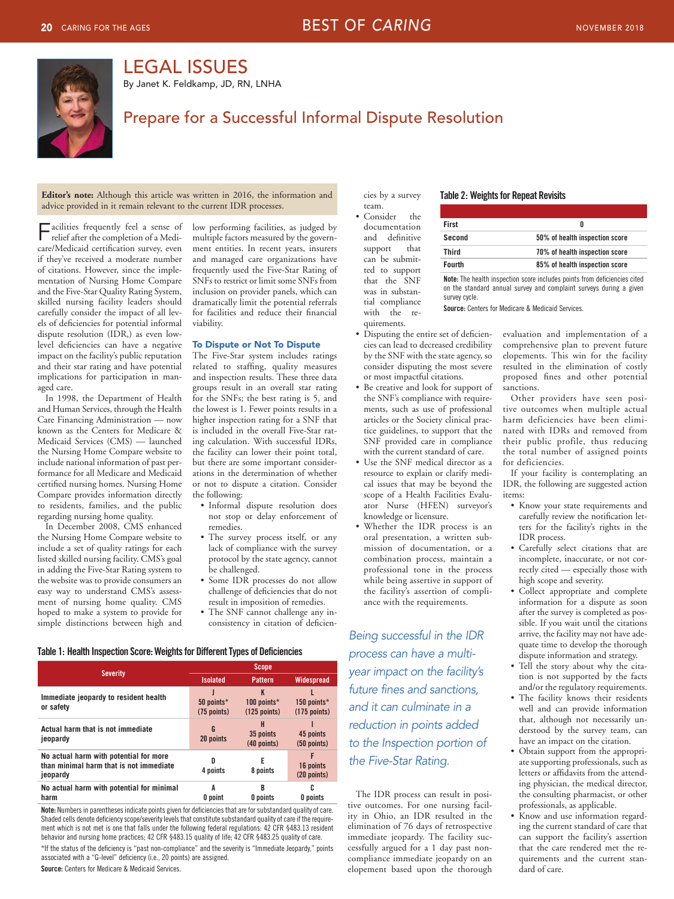# LEGAL ISSUES

By Janet K. Feldkamp, JD, RN, LNHA

## Prepare for a Successful Informal Dispute Resolution

**Editor's note:** Although this article was written in 2016, the information and advice provided in it remain relevant to the current IDR processes.

Facilities frequently feel a sense of relief after the completion of a Medicare/Medicaid certification survey, even if they've received a moderate number of citations. However, since the implementation of Nursing Home Compare and the Five-Star Quality Rating System, skilled nursing facility leaders should carefully consider the impact of all levels of deficiencies for potential informal dispute resolution (IDR,) as even low-level deficiencies can have a negative impact on the facility's public reputation and their star rating and have potential implications for participation in managed care.

In 1998, the Department of Health and Human Services, through the Health Care Financing Administration — now known as the Centers for Medicare & Medicaid Services (CMS) — launched the Nursing Home Compare website to include national information of past performance for all Medicare and Medicaid certified nursing homes. Nursing Home Compare provides information directly to residents, families, and the public regarding nursing home quality.

In December 2008, CMS enhanced the Nursing Home Compare website to include a set of quality ratings for each listed skilled nursing facility. CMS's goal in adding the Five-Star Rating system to the website was to provide consumers an easy way to understand CMS's assessment of nursing home quality. CMS hoped to make a system to provide for simple distinctions between high and low performing facilities, as judged by multiple factors measured by the government entities. In recent years, insurers and managed care organizations have frequently used the Five-Star Rating of SNFs to restrict or limit some SNFs from inclusion on provider panels, which can dramatically limit the potential referrals for facilities and reduce their financial viability.

### To Dispute or Not To Dispute

The Five-Star system includes ratings related to staffing, quality measures and inspection results. These three data groups result in an overall star rating for the SNFs; the best rating is 5, and the lowest is 1. Fewer points results in a higher inspection rating for a SNF that is included in the overall Five-Star rating calculation. With successful IDRs, the facility can lower their point total, but there are some important considerations in the determination of whether or not to dispute a citation. Consider the following:

- Informal dispute resolution does not stop or delay enforcement of remedies.
- The survey process itself, or any lack of compliance with the survey protocol by the state agency, cannot be challenged.
- Some IDR processes do not allow challenge of deficiencies that do not result in imposition of remedies.
- The SNF cannot challenge any inconsistency in citation of deficiencies by a survey team.
- Consider the documentation and definitive support that can be submitted that the SNF was in substantial compliance with the requirements.
- Disputing the entire set of deficiencies can lead to decreased credibility by the SNF with the state agency, so consider disputing the most severe or most impactful citations.
- Be creative and look for support of the SNF's compliance with requirements, such as use of professional articles or the Society clinical practice guidelines, to support that the SNF provided care in compliance with the current standard of care.
- Use the SNF medical director as a resource to explain or clarify medical issues that may be beyond the scope of a Health Facilities Evaluator Nurse (HFEN) surveyor's knowledge or licensure.
- Whether the IDR process is an oral presentation, a written submission of documentation, or a combination process, maintain a professional tone in the process while being assertive in support of the facility's assertion of compliance with the requirements.

**Table 2: Weights for Repeat Revisits**

| | |
|---|---|
| First | 0 |
| Second | 50% of health inspection score |
| Third | 70% of health inspection score |
| Fourth | 85% of health inspection score |

**Note:** The health inspection score includes points from deficiencies cited on the standard annual survey and complaint surveys during a given survey cycle.

**Source:** Centers for Medicare & Medicaid Services.

*Being successful in the IDR process can have a multi-year impact on the facility's future fines and sanctions, and it can culminate in a reduction in points added to the Inspection portion of the Five-Star Rating.*

The IDR process can result in positive outcomes. For one nursing facility in Ohio, an IDR resulted in the elimination of 76 days of retrospective immediate jeopardy. The facility successfully argued for a 1 day past noncompliance immediate jeopardy on an elopement based upon the thorough evaluation and implementation of a comprehensive plan to prevent future elopements. This win for the facility resulted in the elimination of costly proposed fines and other potential sanctions.

Other providers have seen positive outcomes when multiple actual harm deficiencies have been eliminated with IDRs and removed from their public profile, thus reducing the total number of assigned points for deficiencies.

If your facility is contemplating an IDR, the following are suggested action items:

- Know your state requirements and carefully review the notification letters for the facility's rights in the IDR process.
- Carefully select citations that are incomplete, inaccurate, or not correctly cited — especially those with high scope and severity.
- Collect appropriate and complete information for a dispute as soon after the survey is completed as possible. If you wait until the citations arrive, the facility may not have adequate time to develop the thorough dispute information and strategy.
- Tell the story about why the citation is not supported by the facts and/or the regulatory requirements.
- The facility knows their residents well and can provide information that, although not necessarily understood by the survey team, can have an impact on the citation.
- Obtain support from the appropriate supporting professionals, such as letters or affidavits from the attending physician, the medical director, the consulting pharmacist, or other professionals, as applicable.
- Know and use information regarding the current standard of care that can support the facility's assertion that the care rendered met the requirements and the current standard of care.

**Table 1: Health Inspection Score: Weights for Different Types of Deficiencies**

| Severity | Scope: Isolated | Scope: Pattern | Scope: Widespread |
|---|---|---|---|
| Immediate jeopardy to resident health or safety | J<br>50 points*<br>(75 points) | K<br>100 points*<br>(125 points) | L<br>150 points*<br>(175 points) |
| Actual harm that is not immediate jeopardy | G<br>20 points | H<br>35 points<br>(40 points) | I<br>45 points<br>(50 points) |
| No actual harm with potential for more than minimal harm that is not immediate jeopardy | D<br>4 points | E<br>8 points | F<br>16 points<br>(20 points) |
| No actual harm with potential for minimal harm | A<br>0 point | B<br>0 points | C<br>0 points |

**Note:** Numbers in parentheses indicate points given for deficiencies that are for substandard quality of care. Shaded cells denote deficiency scope/severity levels that constitute substandard quality of care if the requirement which is not met is one that falls under the following federal regulations: 42 CFR §483.13 resident behavior and nursing home practices; 42 CFR §483.15 quality of life; 42 CFR §483.25 quality of care.

*If the status of the deficiency is "past non-compliance" and the severity is "Immediate Jeopardy," points associated with a "G-level" deficiency (i.e., 20 points) are assigned.

**Source:** Centers for Medicare & Medicaid Services.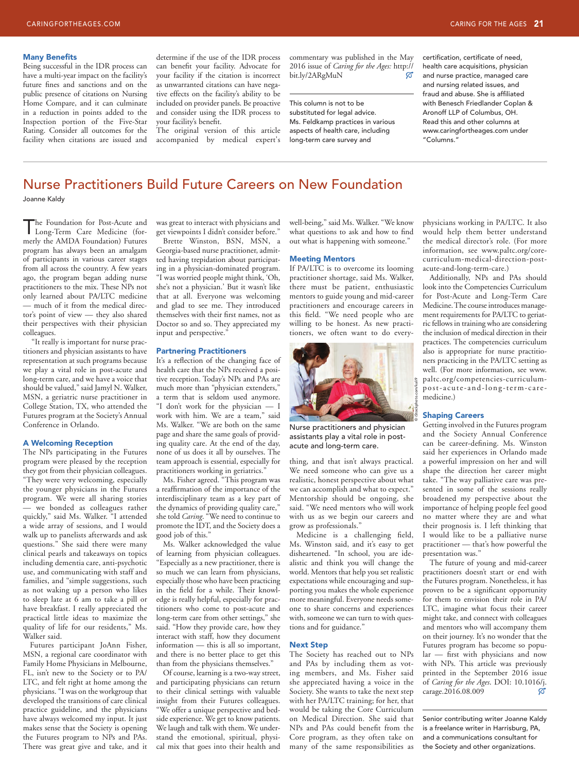## Many Benefits

Being successful in the IDR process can have a multi-year impact on the facility's future fines and sanctions and on the public presence of citations on Nursing Home Compare, and it can culminate in a reduction in points added to the Inspection portion of the Five-Star Rating. Consider all outcomes for the facility when citations are issued and determine if the use of the IDR process can benefit your facility. Advocate for your facility if the citation is incorrect as unwarranted citations can have negative effects on the facility's ability to be included on provider panels. Be proactive and consider using the IDR process to your facility's benefit.

The original version of this article accompanied by medical expert's commentary was published in the May 2016 issue of *Caring for the Ages:* http://bit.ly/2ARgMuN

This column is not to be substituted for legal advice. Ms. Feldkamp practices in various aspects of health care, including long-term care survey and certification, certificate of need, health care acquisitions, physician and nurse practice, managed care and nursing related issues, and fraud and abuse. She is affiliated with Benesch Friedlander Coplan & Aronoff LLP of Columbus, OH. Read this and other columns at www.caringfortheages.com under "Columns."

# Nurse Practitioners Build Future Careers on New Foundation

Joanne Kaldy

The Foundation for Post-Acute and Long-Term Care Medicine (formerly the AMDA Foundation) Futures program has always been an amalgam of participants in various career stages from all across the country. A few years ago, the program began adding nurse practitioners to the mix. These NPs not only learned about PA/LTC medicine — much of it from the medical director's point of view — they also shared their perspectives with their physician colleagues.

"It really is important for nurse practitioners and physician assistants to have representation at such programs because we play a vital role in post-acute and long-term care, and we have a voice that should be valued," said Jamyl N. Walker, MSN, a geriatric nurse practitioner in College Station, TX, who attended the Futures program at the Society's Annual Conference in Orlando.

## A Welcoming Reception

The NPs participating in the Futures program were pleased by the reception they got from their physician colleagues. "They were very welcoming, especially the younger physicians in the Futures program. We were all sharing stories — we bonded as colleagues rather quickly," said Ms. Walker. "I attended a wide array of sessions, and I would walk up to panelists afterwards and ask questions." She said there were many clinical pearls and takeaways on topics including dementia care, anti-psychotic use, and communicating with staff and families, and "simple suggestions, such as not waking up a person who likes to sleep late at 6 am to take a pill or have breakfast. I really appreciated the practical little ideas to maximize the quality of life for our residents," Ms. Walker said.

Futures participant JoAnn Fisher, MSN, a regional care coordinator with Family Home Physicians in Melbourne, FL, isn't new to the Society or to PA/LTC, and felt right at home among the physicians. "I was on the workgroup that developed the transitions of care clinical practice guideline, and the physicians have always welcomed my input. It just makes sense that the Society is opening the Futures program to NPs and PAs. There was great give and take, and it was great to interact with physicians and get viewpoints I didn't consider before."

Brette Winston, BSN, MSN, a Georgia-based nurse practitioner, admitted having trepidation about participating in a physician-dominated program. "I was worried people might think, 'Oh, she's not a physician.' But it wasn't like that at all. Everyone was welcoming and glad to see me. They introduced themselves with their first names, not as Doctor so and so. They appreciated my input and perspective."

## Partnering Practitioners

It's a reflection of the changing face of health care that the NPs received a positive reception. Today's NPs and PAs are much more than "physician extenders," a term that is seldom used anymore. "I don't work for the physician — I work with him. We are a team," said Ms. Walker. "We are both on the same page and share the same goals of providing quality care. At the end of the day, none of us does it all by ourselves. The team approach is essential, especially for practitioners working in geriatrics."

Ms. Fisher agreed. "This program was a reaffirmation of the importance of the interdisciplinary team as a key part of the dynamics of providing quality care," she told *Caring*. "We need to continue to promote the IDT, and the Society does a good job of this."

Ms. Walker acknowledged the value of learning from physician colleagues. "Especially as a new practitioner, there is so much we can learn from physicians, especially those who have been practicing in the field for a while. Their knowledge is really helpful, especially for practitioners who come to post-acute and long-term care from other settings," she said. "How they provide care, how they interact with staff, how they document information — this is all so important, and there is no better place to get this than from the physicians themselves."

Of course, learning is a two-way street, and participating physicians can return to their clinical settings with valuable insight from their Futures colleagues. "We offer a unique perspective and bedside experience. We get to know patients. We laugh and talk with them. We understand the emotional, spiritual, physical mix that goes into their health and well-being," said Ms. Walker. "We know what questions to ask and how to find out what is happening with someone."

## Meeting Mentors

If PA/LTC is to overcome its looming practitioner shortage, said Ms. Walker, there must be patient, enthusiastic mentors to guide young and mid-career practitioners and encourage careers in this field. "We need people who are willing to be honest. As new practitioners, we often want to do everything, and that isn't always practical. We need someone who can give us a realistic, honest perspective about what we can accomplish and what to expect." Mentorship should be ongoing, she said. "We need mentors who will work with us as we begin our careers and grow as professionals."

Nurse practitioners and physician assistants play a vital role in post-acute and long-term care.

Medicine is a challenging field, Ms. Winston said, and it's easy to get disheartened. "In school, you are idealistic and think you will change the world. Mentors that help you set realistic expectations while encouraging and supporting you makes the whole experience more meaningful. Everyone needs someone to share concerns and experiences with, someone we can turn to with questions and for guidance."

## Next Step

The Society has reached out to NPs and PAs by including them as voting members, and Ms. Fisher said she appreciated having a voice in the Society. She wants to take the next step with her PA/LTC training; for her, that would be taking the Core Curriculum on Medical Direction. She said that NPs and PAs could benefit from the Core program, as they often take on many of the same responsibilities as physicians working in PA/LTC. It also would help them better understand the medical director's role. (For more information, see www.paltc.org/core-curriculum-medical-direction-post-acute-and-long-term-care.)

Additionally, NPs and PAs should look into the Competencies Curriculum for Post-Acute and Long-Term Care Medicine. The course introduces management requirements for PA/LTC to geriatric fellows in training who are considering the inclusion of medical direction in their practices. The competencies curriculum also is appropriate for nurse practitioners practicing in the PA/LTC setting as well. (For more information, see www.paltc.org/competencies-curriculum-post-acute-and-long-term-care-medicine.)

## Shaping Careers

Getting involved in the Futures program and the Society Annual Conference can be career-defining. Ms. Winston said her experiences in Orlando made a powerful impression on her and will shape the direction her career might take. "The way palliative care was presented in some of the sessions really broadened my perspective about the importance of helping people feel good no matter where they are and what their prognosis is. I left thinking that I would like to be a palliative nurse practitioner — that's how powerful the presentation was."

The future of young and mid-career practitioners doesn't start or end with the Futures program. Nonetheless, it has proven to be a significant opportunity for them to envision their role in PA/LTC, imagine what focus their career might take, and connect with colleagues and mentors who will accompany them on their journey. It's no wonder that the Futures program has become so popular — first with physicians and now with NPs. This article was previously printed in the September 2016 issue of *Caring for the Ages*. DOI: 10.1016/j.carage.2016.08.009

Senior contributing writer Joanne Kaldy is a freelance writer in Harrisburg, PA, and a communications consultant for the Society and other organizations.